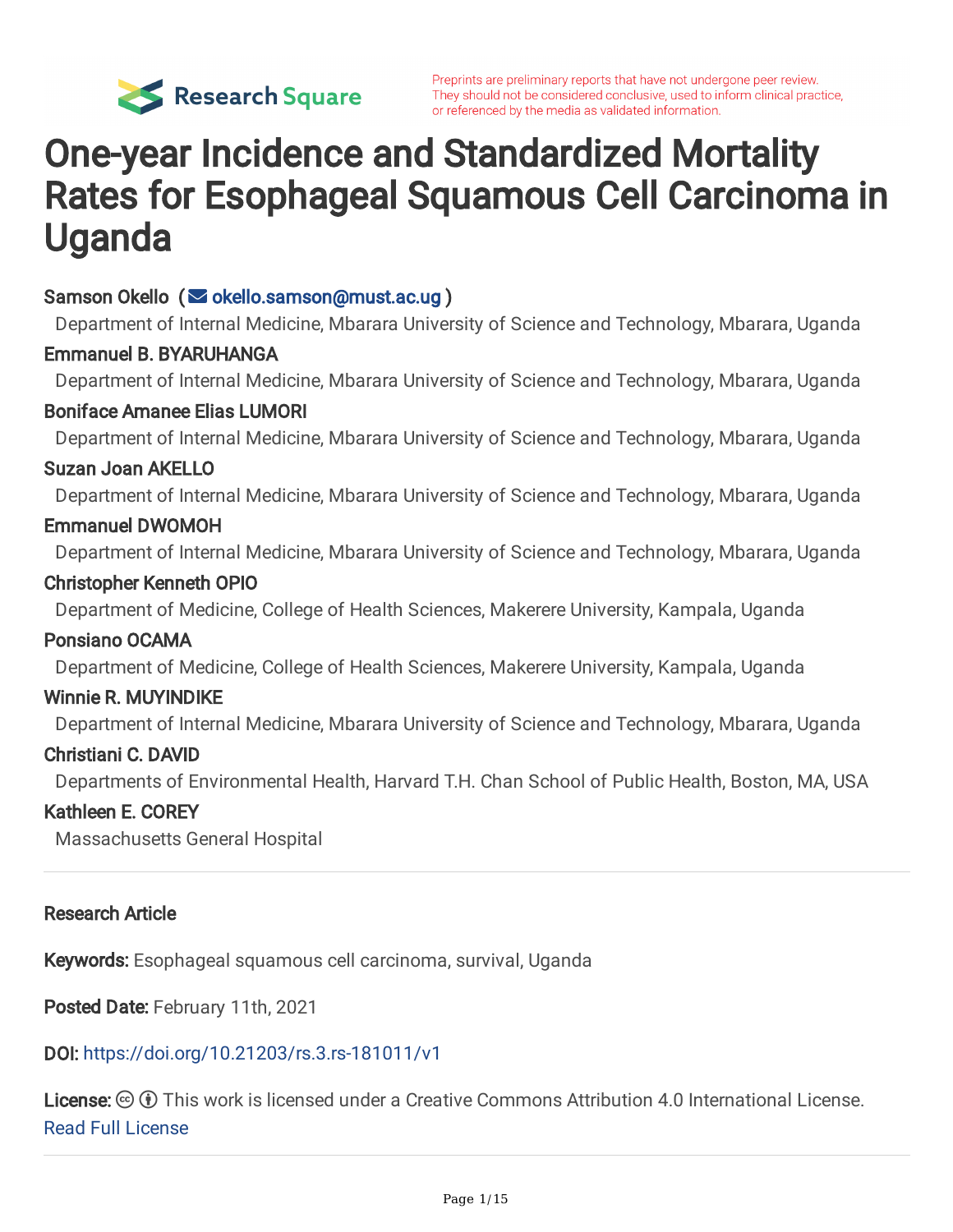Preprints are preliminary reports that have not undergone peer review. They should not be considered conclusive, used to inform clinical practice, or referenced by the media as validated information.

# One-year Incidence and Standardized Mortality Rates for Esophageal Squamous Cell Carcinoma in Uganda

**Samson Okello** (okello.samson@must.ac.ug)
Department of Internal Medicine, Mbarara University of Science and Technology, Mbarara, Uganda

**Emmanuel B. BYARUHANGA**
Department of Internal Medicine, Mbarara University of Science and Technology, Mbarara, Uganda

**Boniface Amanee Elias LUMORI**
Department of Internal Medicine, Mbarara University of Science and Technology, Mbarara, Uganda

**Suzan Joan AKELLO**
Department of Internal Medicine, Mbarara University of Science and Technology, Mbarara, Uganda

**Emmanuel DWOMOH**
Department of Internal Medicine, Mbarara University of Science and Technology, Mbarara, Uganda

**Christopher Kenneth OPIO**
Department of Medicine, College of Health Sciences, Makerere University, Kampala, Uganda

**Ponsiano OCAMA**
Department of Medicine, College of Health Sciences, Makerere University, Kampala, Uganda

**Winnie R. MUYINDIKE**
Department of Internal Medicine, Mbarara University of Science and Technology, Mbarara, Uganda

**Christiani C. DAVID**
Departments of Environmental Health, Harvard T.H. Chan School of Public Health, Boston, MA, USA

**Kathleen E. COREY**
Massachusetts General Hospital

---

**Research Article**

**Keywords:** Esophageal squamous cell carcinoma, survival, Uganda

**Posted Date:** February 11th, 2021

**DOI:** https://doi.org/10.21203/rs.3.rs-181011/v1

**License:** This work is licensed under a Creative Commons Attribution 4.0 International License. Read Full License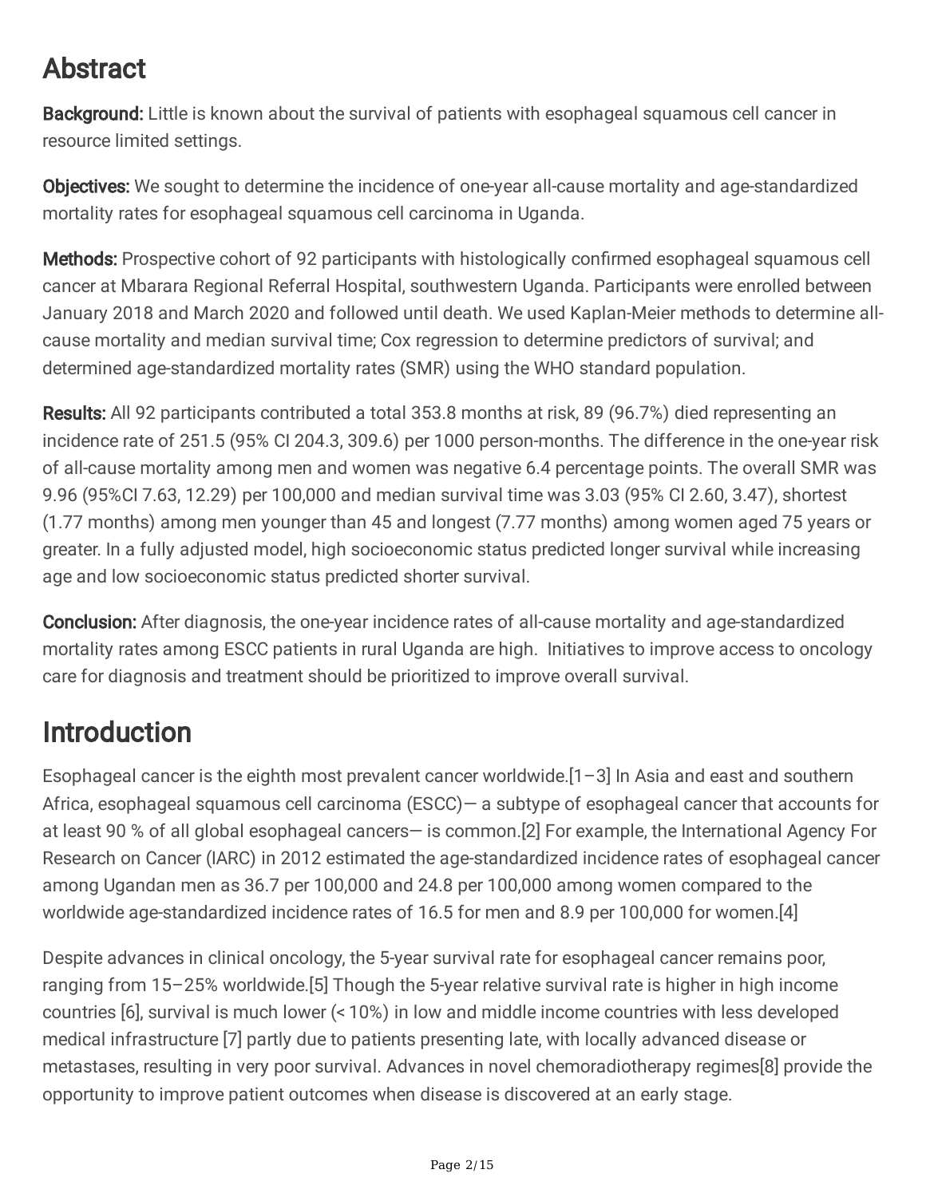## Abstract

**Background:** Little is known about the survival of patients with esophageal squamous cell cancer in resource limited settings.

**Objectives:** We sought to determine the incidence of one-year all-cause mortality and age-standardized mortality rates for esophageal squamous cell carcinoma in Uganda.

**Methods:** Prospective cohort of 92 participants with histologically confirmed esophageal squamous cell cancer at Mbarara Regional Referral Hospital, southwestern Uganda. Participants were enrolled between January 2018 and March 2020 and followed until death. We used Kaplan-Meier methods to determine all-cause mortality and median survival time; Cox regression to determine predictors of survival; and determined age-standardized mortality rates (SMR) using the WHO standard population.

**Results:** All 92 participants contributed a total 353.8 months at risk, 89 (96.7%) died representing an incidence rate of 251.5 (95% CI 204.3, 309.6) per 1000 person-months. The difference in the one-year risk of all-cause mortality among men and women was negative 6.4 percentage points. The overall SMR was 9.96 (95%CI 7.63, 12.29) per 100,000 and median survival time was 3.03 (95% CI 2.60, 3.47), shortest (1.77 months) among men younger than 45 and longest (7.77 months) among women aged 75 years or greater. In a fully adjusted model, high socioeconomic status predicted longer survival while increasing age and low socioeconomic status predicted shorter survival.

**Conclusion:** After diagnosis, the one-year incidence rates of all-cause mortality and age-standardized mortality rates among ESCC patients in rural Uganda are high. Initiatives to improve access to oncology care for diagnosis and treatment should be prioritized to improve overall survival.

## Introduction

Esophageal cancer is the eighth most prevalent cancer worldwide.[1–3] In Asia and east and southern Africa, esophageal squamous cell carcinoma (ESCC)— a subtype of esophageal cancer that accounts for at least 90 % of all global esophageal cancers— is common.[2] For example, the International Agency For Research on Cancer (IARC) in 2012 estimated the age-standardized incidence rates of esophageal cancer among Ugandan men as 36.7 per 100,000 and 24.8 per 100,000 among women compared to the worldwide age-standardized incidence rates of 16.5 for men and 8.9 per 100,000 for women.[4]

Despite advances in clinical oncology, the 5-year survival rate for esophageal cancer remains poor, ranging from 15–25% worldwide.[5] Though the 5-year relative survival rate is higher in high income countries [6], survival is much lower (< 10%) in low and middle income countries with less developed medical infrastructure [7] partly due to patients presenting late, with locally advanced disease or metastases, resulting in very poor survival. Advances in novel chemoradiotherapy regimes[8] provide the opportunity to improve patient outcomes when disease is discovered at an early stage.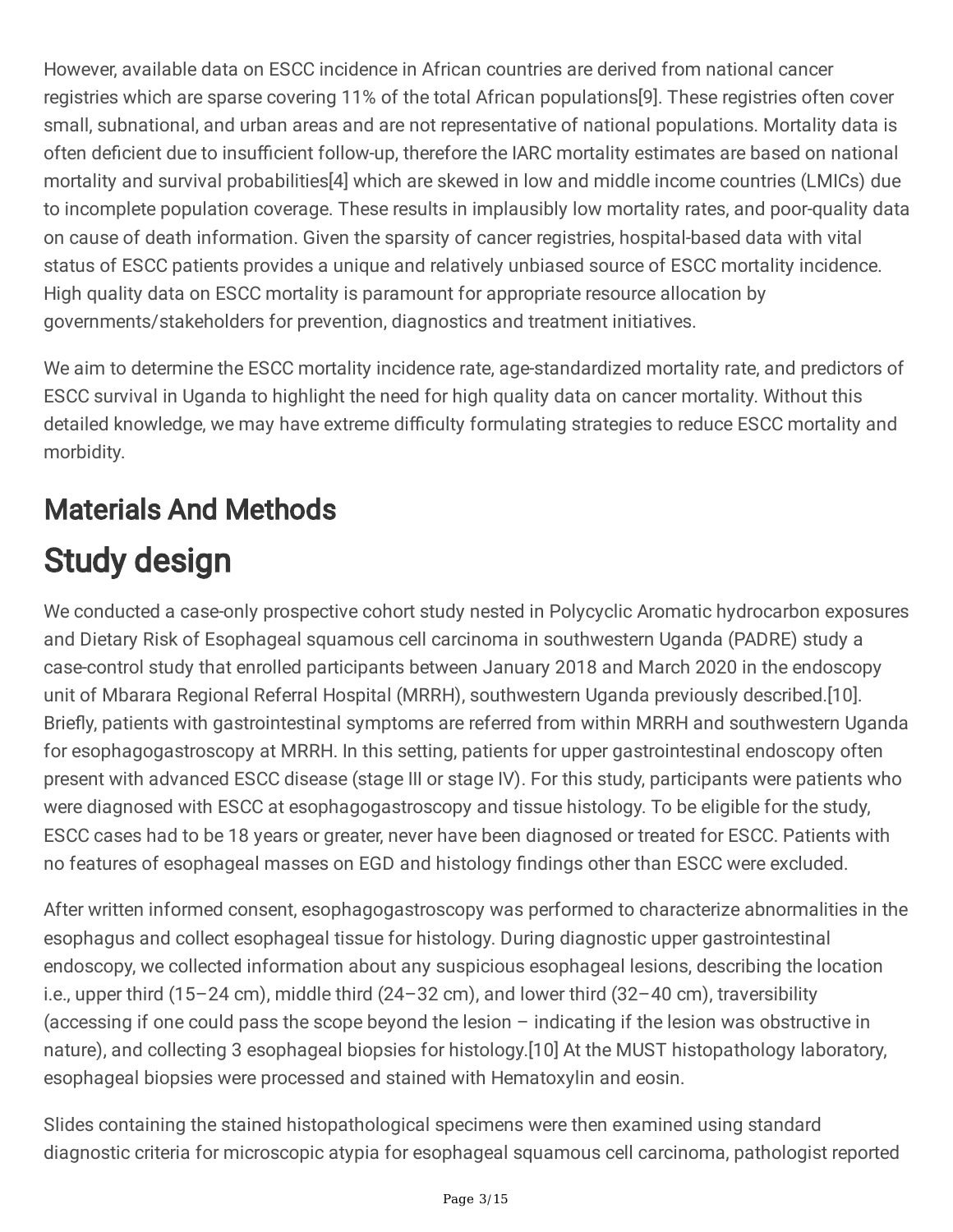However, available data on ESCC incidence in African countries are derived from national cancer registries which are sparse covering 11% of the total African populations[9]. These registries often cover small, subnational, and urban areas and are not representative of national populations. Mortality data is often deficient due to insufficient follow-up, therefore the IARC mortality estimates are based on national mortality and survival probabilities[4] which are skewed in low and middle income countries (LMICs) due to incomplete population coverage. These results in implausibly low mortality rates, and poor-quality data on cause of death information. Given the sparsity of cancer registries, hospital-based data with vital status of ESCC patients provides a unique and relatively unbiased source of ESCC mortality incidence. High quality data on ESCC mortality is paramount for appropriate resource allocation by governments/stakeholders for prevention, diagnostics and treatment initiatives.

We aim to determine the ESCC mortality incidence rate, age-standardized mortality rate, and predictors of ESCC survival in Uganda to highlight the need for high quality data on cancer mortality. Without this detailed knowledge, we may have extreme difficulty formulating strategies to reduce ESCC mortality and morbidity.

## Materials And Methods

# Study design

We conducted a case-only prospective cohort study nested in Polycyclic Aromatic hydrocarbon exposures and Dietary Risk of Esophageal squamous cell carcinoma in southwestern Uganda (PADRE) study a case-control study that enrolled participants between January 2018 and March 2020 in the endoscopy unit of Mbarara Regional Referral Hospital (MRRH), southwestern Uganda previously described.[10]. Briefly, patients with gastrointestinal symptoms are referred from within MRRH and southwestern Uganda for esophagogastroscopy at MRRH. In this setting, patients for upper gastrointestinal endoscopy often present with advanced ESCC disease (stage III or stage IV). For this study, participants were patients who were diagnosed with ESCC at esophagogastroscopy and tissue histology. To be eligible for the study, ESCC cases had to be 18 years or greater, never have been diagnosed or treated for ESCC. Patients with no features of esophageal masses on EGD and histology findings other than ESCC were excluded.

After written informed consent, esophagogastroscopy was performed to characterize abnormalities in the esophagus and collect esophageal tissue for histology. During diagnostic upper gastrointestinal endoscopy, we collected information about any suspicious esophageal lesions, describing the location i.e., upper third (15–24 cm), middle third (24–32 cm), and lower third (32–40 cm), traversibility (accessing if one could pass the scope beyond the lesion – indicating if the lesion was obstructive in nature), and collecting 3 esophageal biopsies for histology.[10] At the MUST histopathology laboratory, esophageal biopsies were processed and stained with Hematoxylin and eosin.

Slides containing the stained histopathological specimens were then examined using standard diagnostic criteria for microscopic atypia for esophageal squamous cell carcinoma, pathologist reported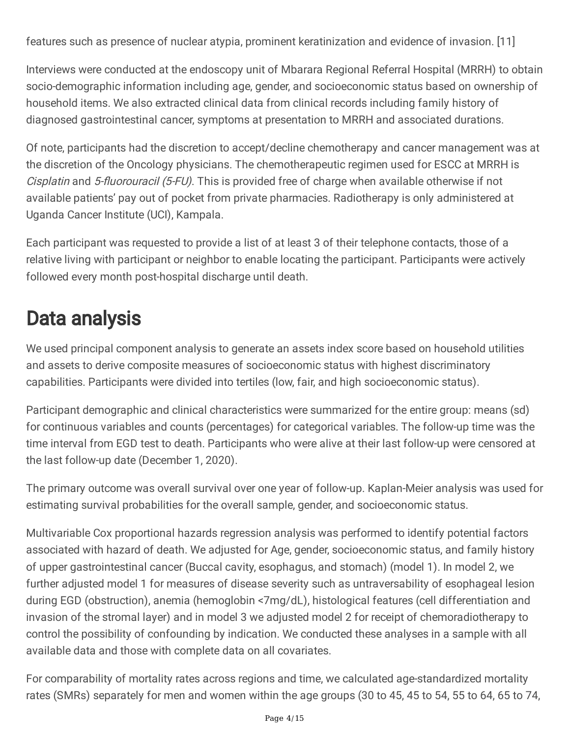features such as presence of nuclear atypia, prominent keratinization and evidence of invasion. [11]

Interviews were conducted at the endoscopy unit of Mbarara Regional Referral Hospital (MRRH) to obtain socio-demographic information including age, gender, and socioeconomic status based on ownership of household items. We also extracted clinical data from clinical records including family history of diagnosed gastrointestinal cancer, symptoms at presentation to MRRH and associated durations.

Of note, participants had the discretion to accept/decline chemotherapy and cancer management was at the discretion of the Oncology physicians. The chemotherapeutic regimen used for ESCC at MRRH is *Cisplatin* and *5-fluorouracil (5-FU)*. This is provided free of charge when available otherwise if not available patients' pay out of pocket from private pharmacies. Radiotherapy is only administered at Uganda Cancer Institute (UCI), Kampala.

Each participant was requested to provide a list of at least 3 of their telephone contacts, those of a relative living with participant or neighbor to enable locating the participant. Participants were actively followed every month post-hospital discharge until death.

# Data analysis

We used principal component analysis to generate an assets index score based on household utilities and assets to derive composite measures of socioeconomic status with highest discriminatory capabilities. Participants were divided into tertiles (low, fair, and high socioeconomic status).

Participant demographic and clinical characteristics were summarized for the entire group: means (sd) for continuous variables and counts (percentages) for categorical variables. The follow-up time was the time interval from EGD test to death. Participants who were alive at their last follow-up were censored at the last follow-up date (December 1, 2020).

The primary outcome was overall survival over one year of follow-up. Kaplan-Meier analysis was used for estimating survival probabilities for the overall sample, gender, and socioeconomic status.

Multivariable Cox proportional hazards regression analysis was performed to identify potential factors associated with hazard of death. We adjusted for Age, gender, socioeconomic status, and family history of upper gastrointestinal cancer (Buccal cavity, esophagus, and stomach) (model 1). In model 2, we further adjusted model 1 for measures of disease severity such as untraversability of esophageal lesion during EGD (obstruction), anemia (hemoglobin <7mg/dL), histological features (cell differentiation and invasion of the stromal layer) and in model 3 we adjusted model 2 for receipt of chemoradiotherapy to control the possibility of confounding by indication. We conducted these analyses in a sample with all available data and those with complete data on all covariates.

For comparability of mortality rates across regions and time, we calculated age-standardized mortality rates (SMRs) separately for men and women within the age groups (30 to 45, 45 to 54, 55 to 64, 65 to 74,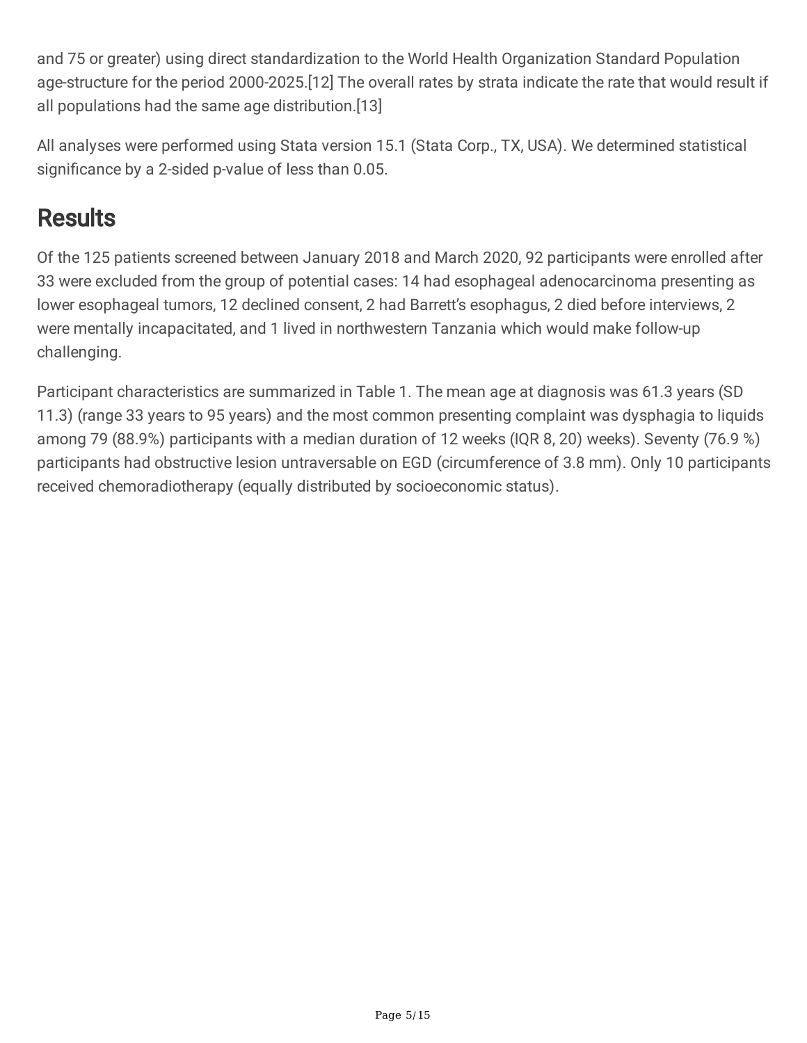and 75 or greater) using direct standardization to the World Health Organization Standard Population age-structure for the period 2000-2025.[12] The overall rates by strata indicate the rate that would result if all populations had the same age distribution.[13]

All analyses were performed using Stata version 15.1 (Stata Corp., TX, USA). We determined statistical significance by a 2-sided p-value of less than 0.05.

# Results

Of the 125 patients screened between January 2018 and March 2020, 92 participants were enrolled after 33 were excluded from the group of potential cases: 14 had esophageal adenocarcinoma presenting as lower esophageal tumors, 12 declined consent, 2 had Barrett's esophagus, 2 died before interviews, 2 were mentally incapacitated, and 1 lived in northwestern Tanzania which would make follow-up challenging.

Participant characteristics are summarized in Table 1. The mean age at diagnosis was 61.3 years (SD 11.3) (range 33 years to 95 years) and the most common presenting complaint was dysphagia to liquids among 79 (88.9%) participants with a median duration of 12 weeks (IQR 8, 20) weeks). Seventy (76.9 %) participants had obstructive lesion untraversable on EGD (circumference of 3.8 mm). Only 10 participants received chemoradiotherapy (equally distributed by socioeconomic status).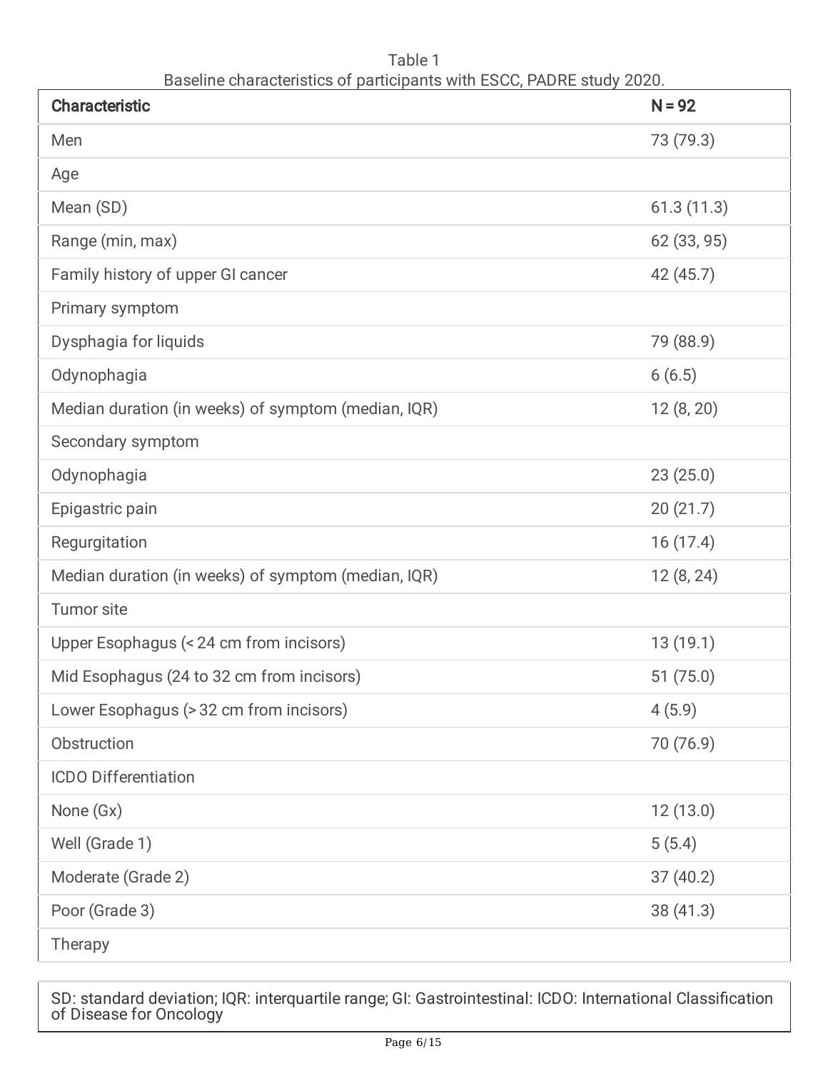Table 1
Baseline characteristics of participants with ESCC, PADRE study 2020.

| Characteristic | N = 92 |
| --- | --- |
| Men | 73 (79.3) |
| Age | |
| Mean (SD) | 61.3 (11.3) |
| Range (min, max) | 62 (33, 95) |
| Family history of upper GI cancer | 42 (45.7) |
| Primary symptom | |
| Dysphagia for liquids | 79 (88.9) |
| Odynophagia | 6 (6.5) |
| Median duration (in weeks) of symptom (median, IQR) | 12 (8, 20) |
| Secondary symptom | |
| Odynophagia | 23 (25.0) |
| Epigastric pain | 20 (21.7) |
| Regurgitation | 16 (17.4) |
| Median duration (in weeks) of symptom (median, IQR) | 12 (8, 24) |
| Tumor site | |
| Upper Esophagus (< 24 cm from incisors) | 13 (19.1) |
| Mid Esophagus (24 to 32 cm from incisors) | 51 (75.0) |
| Lower Esophagus (> 32 cm from incisors) | 4 (5.9) |
| Obstruction | 70 (76.9) |
| ICDO Differentiation | |
| None (Gx) | 12 (13.0) |
| Well (Grade 1) | 5 (5.4) |
| Moderate (Grade 2) | 37 (40.2) |
| Poor (Grade 3) | 38 (41.3) |
| Therapy | |

SD: standard deviation; IQR: interquartile range; GI: Gastrointestinal: ICDO: International Classification of Disease for Oncology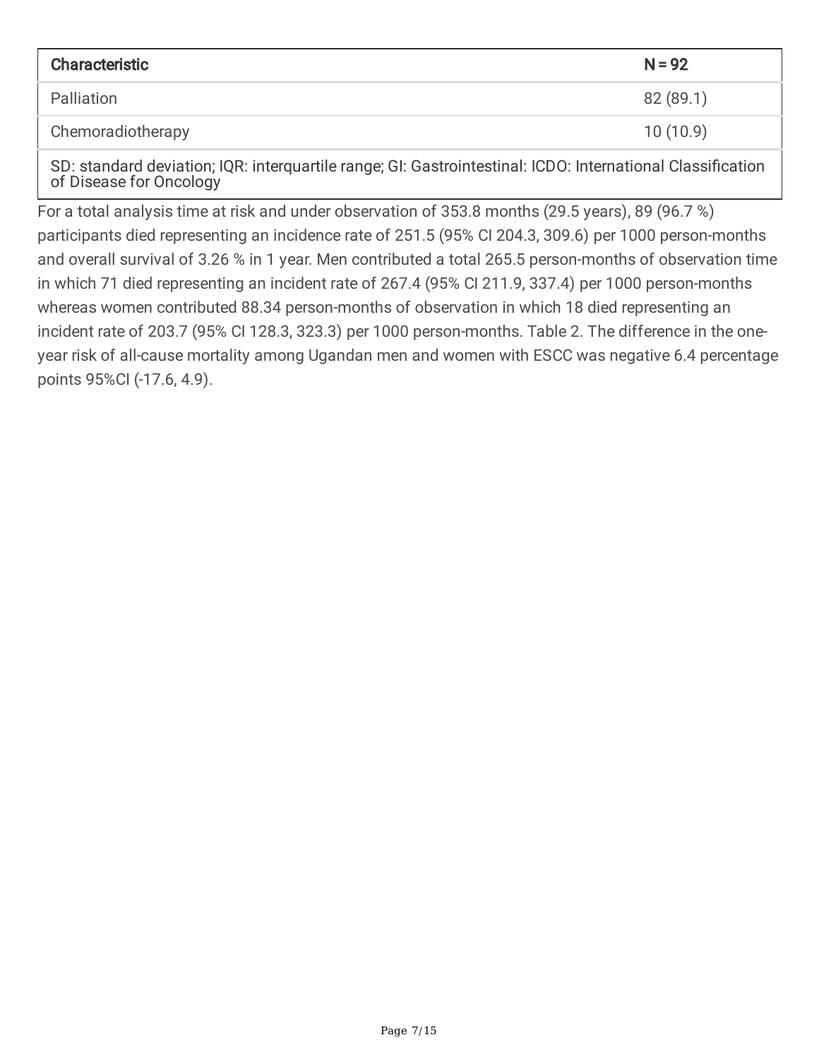| Characteristic | N = 92 |
|---|---|
| Palliation | 82 (89.1) |
| Chemoradiotherapy | 10 (10.9) |

SD: standard deviation; IQR: interquartile range; GI: Gastrointestinal: ICDO: International Classification of Disease for Oncology

For a total analysis time at risk and under observation of 353.8 months (29.5 years), 89 (96.7 %) participants died representing an incidence rate of 251.5 (95% CI 204.3, 309.6) per 1000 person-months and overall survival of 3.26 % in 1 year. Men contributed a total 265.5 person-months of observation time in which 71 died representing an incident rate of 267.4 (95% CI 211.9, 337.4) per 1000 person-months whereas women contributed 88.34 person-months of observation in which 18 died representing an incident rate of 203.7 (95% CI 128.3, 323.3) per 1000 person-months. Table 2. The difference in the one-year risk of all-cause mortality among Ugandan men and women with ESCC was negative 6.4 percentage points 95%CI (-17.6, 4.9).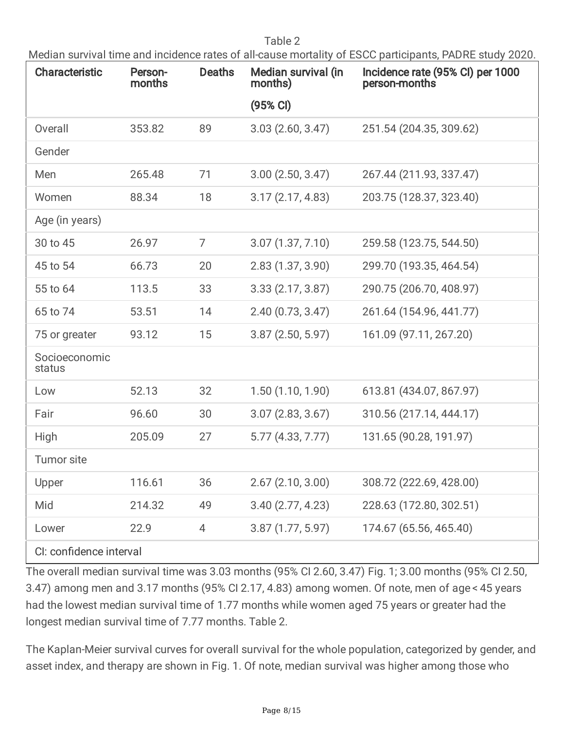Table 2

Median survival time and incidence rates of all-cause mortality of ESCC participants, PADRE study 2020.

| Characteristic | Person-months | Deaths | Median survival (in months) (95% CI) | Incidence rate (95% CI) per 1000 person-months |
|---|---|---|---|---|
| Overall | 353.82 | 89 | 3.03 (2.60, 3.47) | 251.54 (204.35, 309.62) |
| Gender | | | | |
| Men | 265.48 | 71 | 3.00 (2.50, 3.47) | 267.44 (211.93, 337.47) |
| Women | 88.34 | 18 | 3.17 (2.17, 4.83) | 203.75 (128.37, 323.40) |
| Age (in years) | | | | |
| 30 to 45 | 26.97 | 7 | 3.07 (1.37, 7.10) | 259.58 (123.75, 544.50) |
| 45 to 54 | 66.73 | 20 | 2.83 (1.37, 3.90) | 299.70 (193.35, 464.54) |
| 55 to 64 | 113.5 | 33 | 3.33 (2.17, 3.87) | 290.75 (206.70, 408.97) |
| 65 to 74 | 53.51 | 14 | 2.40 (0.73, 3.47) | 261.64 (154.96, 441.77) |
| 75 or greater | 93.12 | 15 | 3.87 (2.50, 5.97) | 161.09 (97.11, 267.20) |
| Socioeconomic status | | | | |
| Low | 52.13 | 32 | 1.50 (1.10, 1.90) | 613.81 (434.07, 867.97) |
| Fair | 96.60 | 30 | 3.07 (2.83, 3.67) | 310.56 (217.14, 444.17) |
| High | 205.09 | 27 | 5.77 (4.33, 7.77) | 131.65 (90.28, 191.97) |
| Tumor site | | | | |
| Upper | 116.61 | 36 | 2.67 (2.10, 3.00) | 308.72 (222.69, 428.00) |
| Mid | 214.32 | 49 | 3.40 (2.77, 4.23) | 228.63 (172.80, 302.51) |
| Lower | 22.9 | 4 | 3.87 (1.77, 5.97) | 174.67 (65.56, 465.40) |

CI: confidence interval

The overall median survival time was 3.03 months (95% CI 2.60, 3.47) Fig. 1; 3.00 months (95% CI 2.50, 3.47) among men and 3.17 months (95% CI 2.17, 4.83) among women. Of note, men of age < 45 years had the lowest median survival time of 1.77 months while women aged 75 years or greater had the longest median survival time of 7.77 months. Table 2.

The Kaplan-Meier survival curves for overall survival for the whole population, categorized by gender, and asset index, and therapy are shown in Fig. 1. Of note, median survival was higher among those who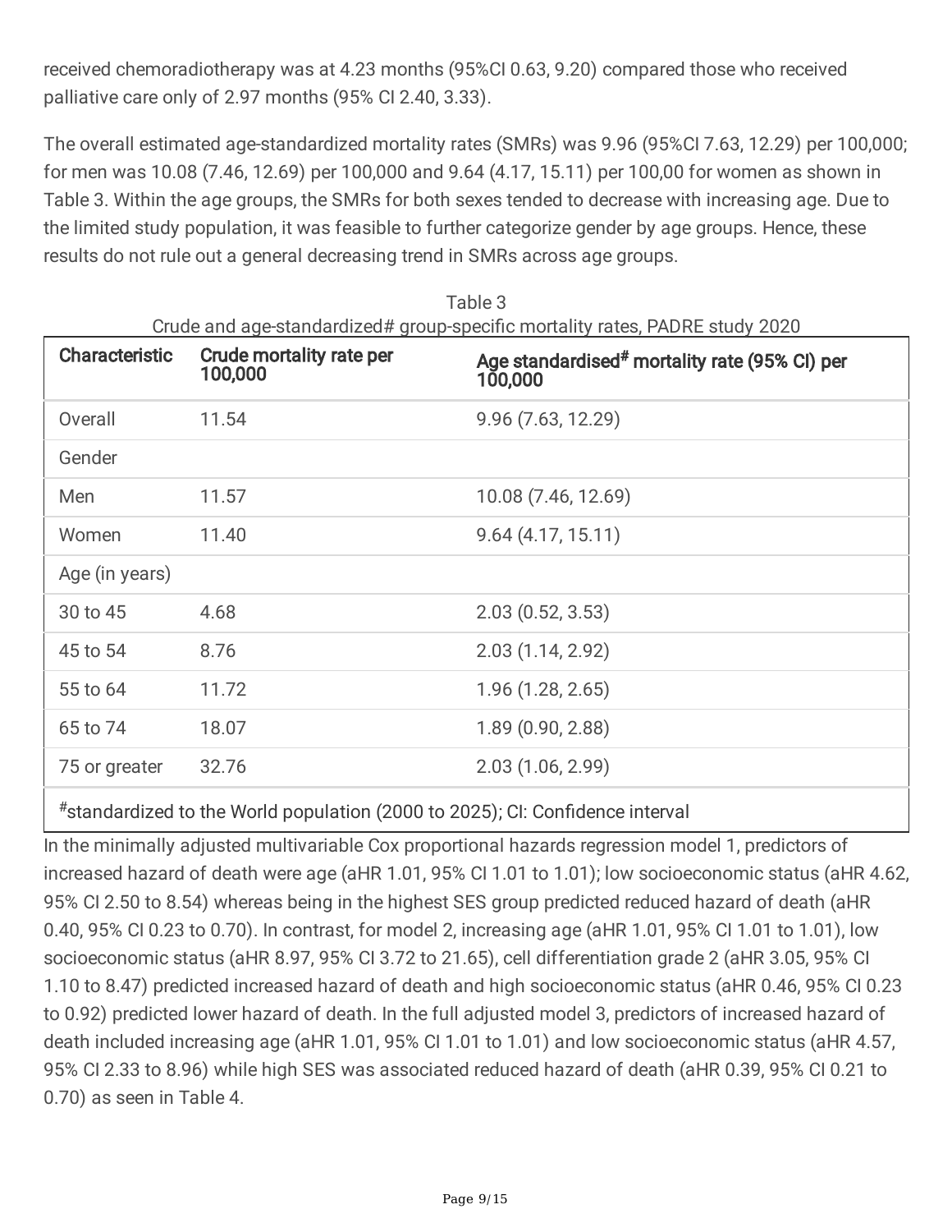received chemoradiotherapy was at 4.23 months (95%CI 0.63, 9.20) compared those who received palliative care only of 2.97 months (95% CI 2.40, 3.33).

The overall estimated age-standardized mortality rates (SMRs) was 9.96 (95%CI 7.63, 12.29) per 100,000; for men was 10.08 (7.46, 12.69) per 100,000 and 9.64 (4.17, 15.11) per 100,00 for women as shown in Table 3. Within the age groups, the SMRs for both sexes tended to decrease with increasing age. Due to the limited study population, it was feasible to further categorize gender by age groups. Hence, these results do not rule out a general decreasing trend in SMRs across age groups.

Table 3
Crude and age-standardized# group-specific mortality rates, PADRE study 2020

| Characteristic | Crude mortality rate per 100,000 | Age standardised# mortality rate (95% CI) per 100,000 |
|---|---|---|
| Overall | 11.54 | 9.96 (7.63, 12.29) |
| Gender | | |
| Men | 11.57 | 10.08 (7.46, 12.69) |
| Women | 11.40 | 9.64 (4.17, 15.11) |
| Age (in years) | | |
| 30 to 45 | 4.68 | 2.03 (0.52, 3.53) |
| 45 to 54 | 8.76 | 2.03 (1.14, 2.92) |
| 55 to 64 | 11.72 | 1.96 (1.28, 2.65) |
| 65 to 74 | 18.07 | 1.89 (0.90, 2.88) |
| 75 or greater | 32.76 | 2.03 (1.06, 2.99) |

#standardized to the World population (2000 to 2025); CI: Confidence interval

In the minimally adjusted multivariable Cox proportional hazards regression model 1, predictors of increased hazard of death were age (aHR 1.01, 95% CI 1.01 to 1.01); low socioeconomic status (aHR 4.62, 95% CI 2.50 to 8.54) whereas being in the highest SES group predicted reduced hazard of death (aHR 0.40, 95% CI 0.23 to 0.70). In contrast, for model 2, increasing age (aHR 1.01, 95% CI 1.01 to 1.01), low socioeconomic status (aHR 8.97, 95% CI 3.72 to 21.65), cell differentiation grade 2 (aHR 3.05, 95% CI 1.10 to 8.47) predicted increased hazard of death and high socioeconomic status (aHR 0.46, 95% CI 0.23 to 0.92) predicted lower hazard of death. In the full adjusted model 3, predictors of increased hazard of death included increasing age (aHR 1.01, 95% CI 1.01 to 1.01) and low socioeconomic status (aHR 4.57, 95% CI 2.33 to 8.96) while high SES was associated reduced hazard of death (aHR 0.39, 95% CI 0.21 to 0.70) as seen in Table 4.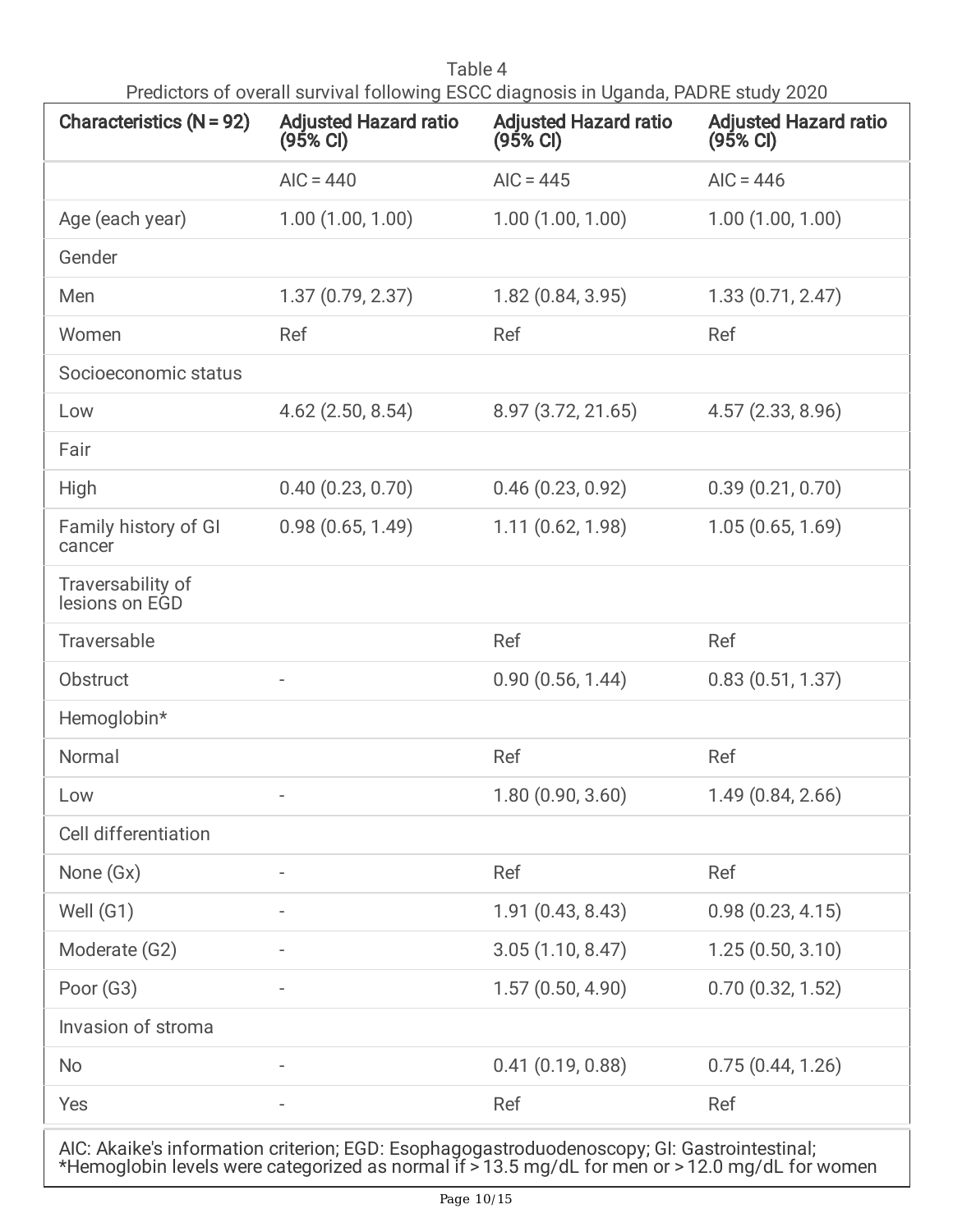Table 4
Predictors of overall survival following ESCC diagnosis in Uganda, PADRE study 2020

| Characteristics (N = 92) | Adjusted Hazard ratio (95% CI) | Adjusted Hazard ratio (95% CI) | Adjusted Hazard ratio (95% CI) |
|---|---|---|---|
| | AIC = 440 | AIC = 445 | AIC = 446 |
| Age (each year) | 1.00 (1.00, 1.00) | 1.00 (1.00, 1.00) | 1.00 (1.00, 1.00) |
| Gender | | | |
| Men | 1.37 (0.79, 2.37) | 1.82 (0.84, 3.95) | 1.33 (0.71, 2.47) |
| Women | Ref | Ref | Ref |
| Socioeconomic status | | | |
| Low | 4.62 (2.50, 8.54) | 8.97 (3.72, 21.65) | 4.57 (2.33, 8.96) |
| Fair | | | |
| High | 0.40 (0.23, 0.70) | 0.46 (0.23, 0.92) | 0.39 (0.21, 0.70) |
| Family history of GI cancer | 0.98 (0.65, 1.49) | 1.11 (0.62, 1.98) | 1.05 (0.65, 1.69) |
| Traversability of lesions on EGD | | | |
| Traversable | | Ref | Ref |
| Obstruct | - | 0.90 (0.56, 1.44) | 0.83 (0.51, 1.37) |
| Hemoglobin* | | | |
| Normal | | Ref | Ref |
| Low | - | 1.80 (0.90, 3.60) | 1.49 (0.84, 2.66) |
| Cell differentiation | | | |
| None (Gx) | - | Ref | Ref |
| Well (G1) | - | 1.91 (0.43, 8.43) | 0.98 (0.23, 4.15) |
| Moderate (G2) | - | 3.05 (1.10, 8.47) | 1.25 (0.50, 3.10) |
| Poor (G3) | - | 1.57 (0.50, 4.90) | 0.70 (0.32, 1.52) |
| Invasion of stroma | | | |
| No | - | 0.41 (0.19, 0.88) | 0.75 (0.44, 1.26) |
| Yes | - | Ref | Ref |

AIC: Akaike's information criterion; EGD: Esophagogastroduodenoscopy; GI: Gastrointestinal;
*Hemoglobin levels were categorized as normal if > 13.5 mg/dL for men or > 12.0 mg/dL for women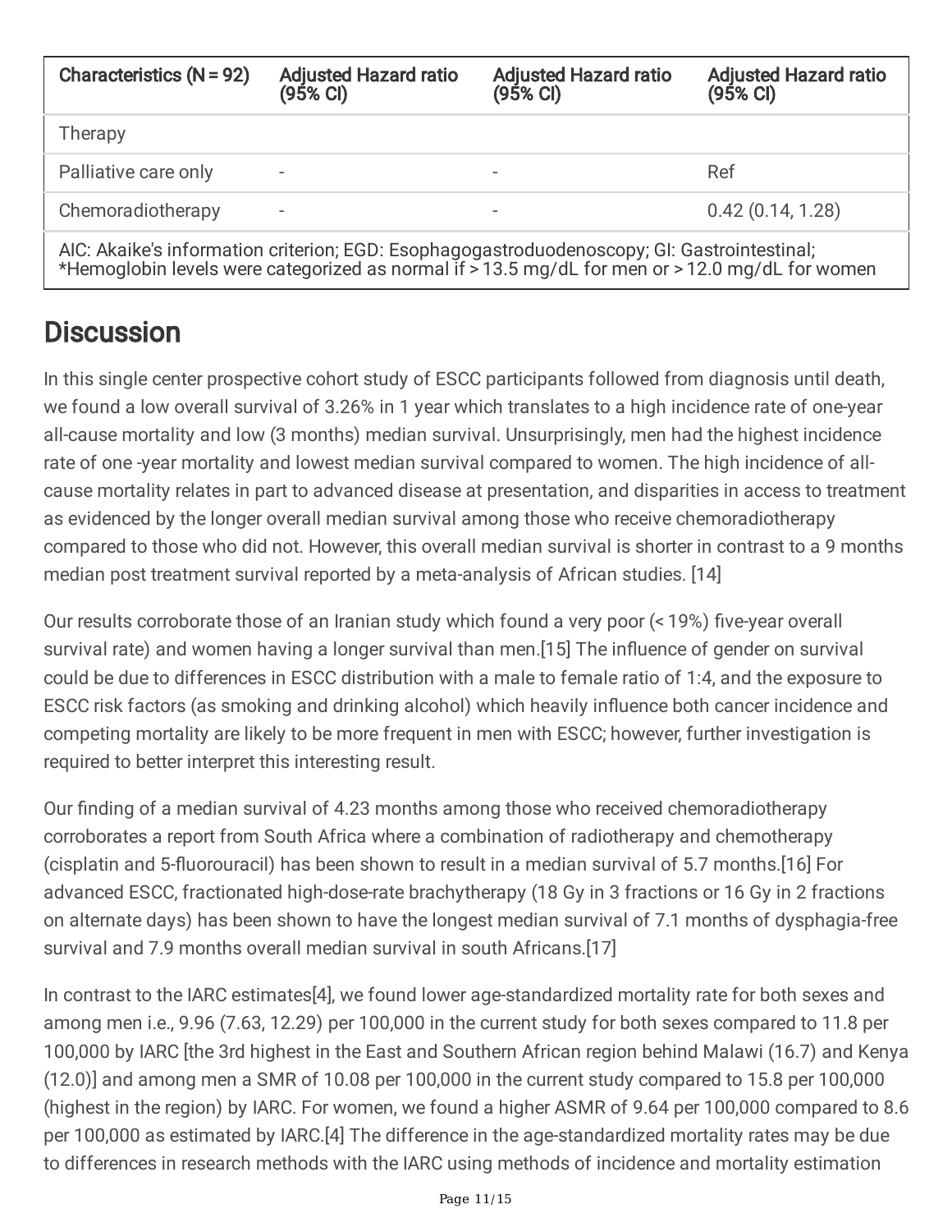| Characteristics (N = 92) | Adjusted Hazard ratio (95% CI) | Adjusted Hazard ratio (95% CI) | Adjusted Hazard ratio (95% CI) |
|---|---|---|---|
| Therapy | | | |
| Palliative care only | - | - | Ref |
| Chemoradiotherapy | - | - | 0.42 (0.14, 1.28) |
| AIC: Akaike's information criterion; EGD: Esophagogastroduodenoscopy; GI: Gastrointestinal; *Hemoglobin levels were categorized as normal if > 13.5 mg/dL for men or > 12.0 mg/dL for women | | | |

## Discussion

In this single center prospective cohort study of ESCC participants followed from diagnosis until death, we found a low overall survival of 3.26% in 1 year which translates to a high incidence rate of one-year all-cause mortality and low (3 months) median survival. Unsurprisingly, men had the highest incidence rate of one -year mortality and lowest median survival compared to women. The high incidence of all-cause mortality relates in part to advanced disease at presentation, and disparities in access to treatment as evidenced by the longer overall median survival among those who receive chemoradiotherapy compared to those who did not. However, this overall median survival is shorter in contrast to a 9 months median post treatment survival reported by a meta-analysis of African studies. [14]

Our results corroborate those of an Iranian study which found a very poor (< 19%) five-year overall survival rate) and women having a longer survival than men.[15] The influence of gender on survival could be due to differences in ESCC distribution with a male to female ratio of 1:4, and the exposure to ESCC risk factors (as smoking and drinking alcohol) which heavily influence both cancer incidence and competing mortality are likely to be more frequent in men with ESCC; however, further investigation is required to better interpret this interesting result.

Our finding of a median survival of 4.23 months among those who received chemoradiotherapy corroborates a report from South Africa where a combination of radiotherapy and chemotherapy (cisplatin and 5-fluorouracil) has been shown to result in a median survival of 5.7 months.[16] For advanced ESCC, fractionated high-dose-rate brachytherapy (18 Gy in 3 fractions or 16 Gy in 2 fractions on alternate days) has been shown to have the longest median survival of 7.1 months of dysphagia-free survival and 7.9 months overall median survival in south Africans.[17]

In contrast to the IARC estimates[4], we found lower age-standardized mortality rate for both sexes and among men i.e., 9.96 (7.63, 12.29) per 100,000 in the current study for both sexes compared to 11.8 per 100,000 by IARC [the 3rd highest in the East and Southern African region behind Malawi (16.7) and Kenya (12.0)] and among men a SMR of 10.08 per 100,000 in the current study compared to 15.8 per 100,000 (highest in the region) by IARC. For women, we found a higher ASMR of 9.64 per 100,000 compared to 8.6 per 100,000 as estimated by IARC.[4] The difference in the age-standardized mortality rates may be due to differences in research methods with the IARC using methods of incidence and mortality estimation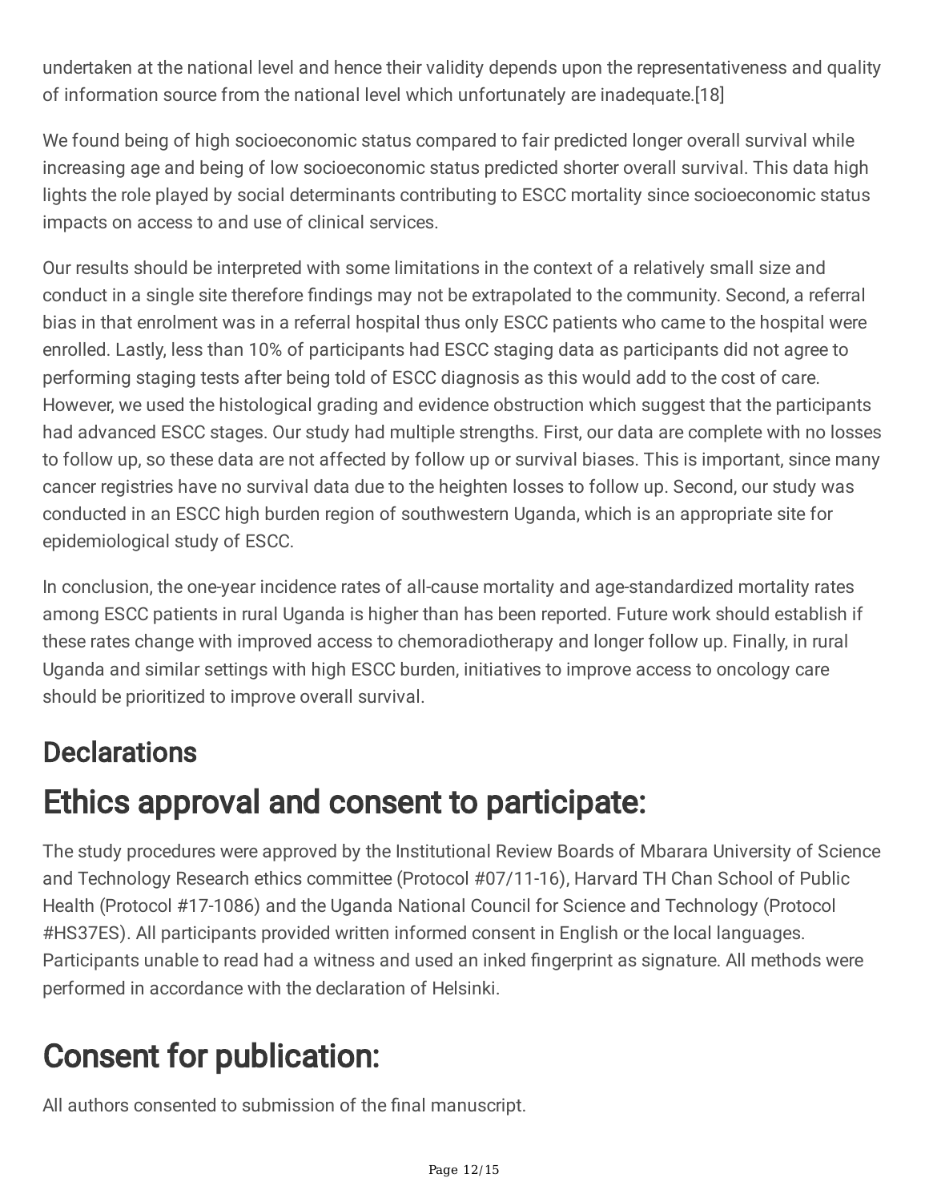undertaken at the national level and hence their validity depends upon the representativeness and quality of information source from the national level which unfortunately are inadequate.[18]

We found being of high socioeconomic status compared to fair predicted longer overall survival while increasing age and being of low socioeconomic status predicted shorter overall survival. This data high lights the role played by social determinants contributing to ESCC mortality since socioeconomic status impacts on access to and use of clinical services.

Our results should be interpreted with some limitations in the context of a relatively small size and conduct in a single site therefore findings may not be extrapolated to the community. Second, a referral bias in that enrolment was in a referral hospital thus only ESCC patients who came to the hospital were enrolled. Lastly, less than 10% of participants had ESCC staging data as participants did not agree to performing staging tests after being told of ESCC diagnosis as this would add to the cost of care. However, we used the histological grading and evidence obstruction which suggest that the participants had advanced ESCC stages. Our study had multiple strengths. First, our data are complete with no losses to follow up, so these data are not affected by follow up or survival biases. This is important, since many cancer registries have no survival data due to the heighten losses to follow up. Second, our study was conducted in an ESCC high burden region of southwestern Uganda, which is an appropriate site for epidemiological study of ESCC.

In conclusion, the one-year incidence rates of all-cause mortality and age-standardized mortality rates among ESCC patients in rural Uganda is higher than has been reported. Future work should establish if these rates change with improved access to chemoradiotherapy and longer follow up. Finally, in rural Uganda and similar settings with high ESCC burden, initiatives to improve access to oncology care should be prioritized to improve overall survival.

## Declarations

# Ethics approval and consent to participate:

The study procedures were approved by the Institutional Review Boards of Mbarara University of Science and Technology Research ethics committee (Protocol #07/11-16), Harvard TH Chan School of Public Health (Protocol #17-1086) and the Uganda National Council for Science and Technology (Protocol #HS37ES). All participants provided written informed consent in English or the local languages. Participants unable to read had a witness and used an inked fingerprint as signature. All methods were performed in accordance with the declaration of Helsinki.

# Consent for publication:

All authors consented to submission of the final manuscript.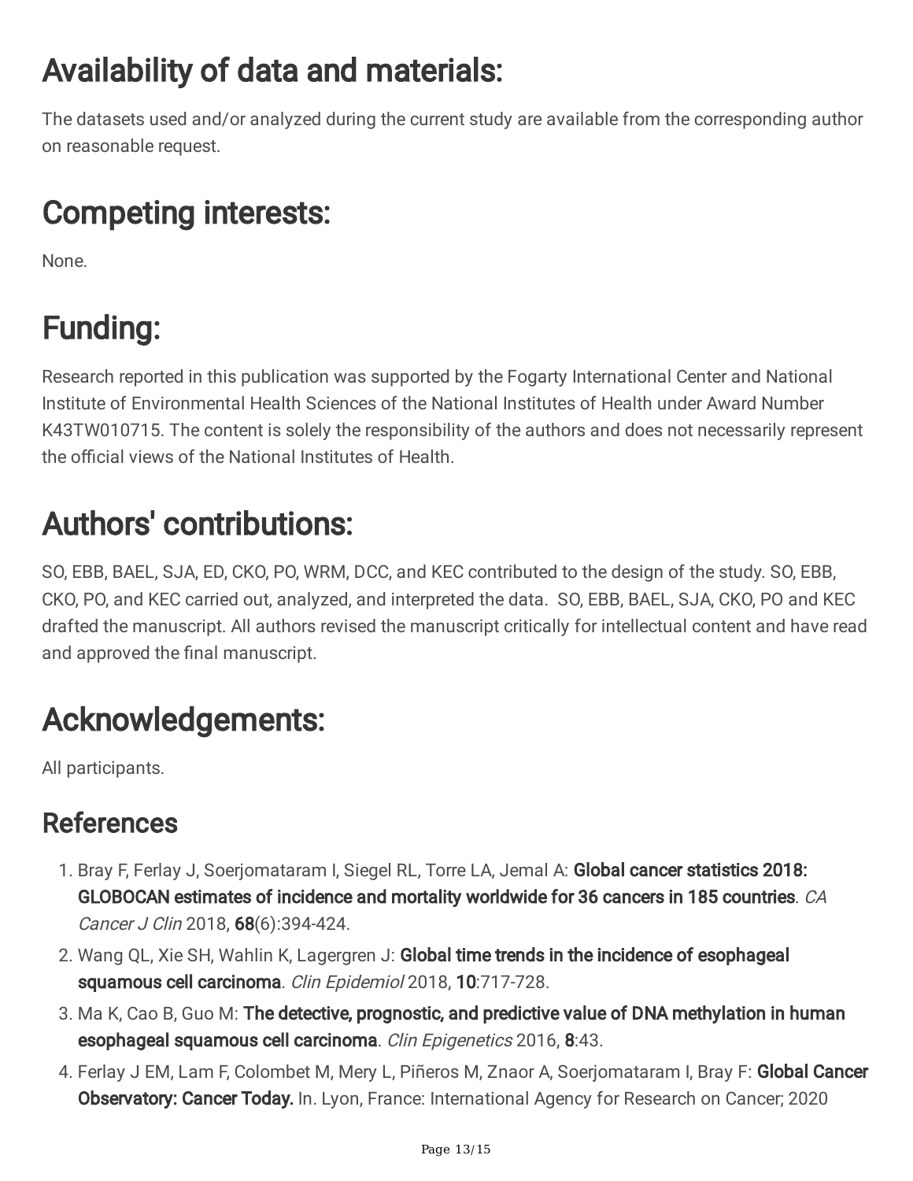# Availability of data and materials:

The datasets used and/or analyzed during the current study are available from the corresponding author on reasonable request.

# Competing interests:

None.

# Funding:

Research reported in this publication was supported by the Fogarty International Center and National Institute of Environmental Health Sciences of the National Institutes of Health under Award Number K43TW010715. The content is solely the responsibility of the authors and does not necessarily represent the official views of the National Institutes of Health.

# Authors' contributions:

SO, EBB, BAEL, SJA, ED, CKO, PO, WRM, DCC, and KEC contributed to the design of the study. SO, EBB, CKO, PO, and KEC carried out, analyzed, and interpreted the data. SO, EBB, BAEL, SJA, CKO, PO and KEC drafted the manuscript. All authors revised the manuscript critically for intellectual content and have read and approved the final manuscript.

# Acknowledgements:

All participants.

## References

1. Bray F, Ferlay J, Soerjomataram I, Siegel RL, Torre LA, Jemal A: **Global cancer statistics 2018: GLOBOCAN estimates of incidence and mortality worldwide for 36 cancers in 185 countries**. *CA Cancer J Clin* 2018, **68**(6):394-424.
2. Wang QL, Xie SH, Wahlin K, Lagergren J: **Global time trends in the incidence of esophageal squamous cell carcinoma**. *Clin Epidemiol* 2018, **10**:717-728.
3. Ma K, Cao B, Guo M: **The detective, prognostic, and predictive value of DNA methylation in human esophageal squamous cell carcinoma**. *Clin Epigenetics* 2016, **8**:43.
4. Ferlay J EM, Lam F, Colombet M, Mery L, Piñeros M, Znaor A, Soerjomataram I, Bray F: **Global Cancer Observatory: Cancer Today.** In. Lyon, France: International Agency for Research on Cancer; 2020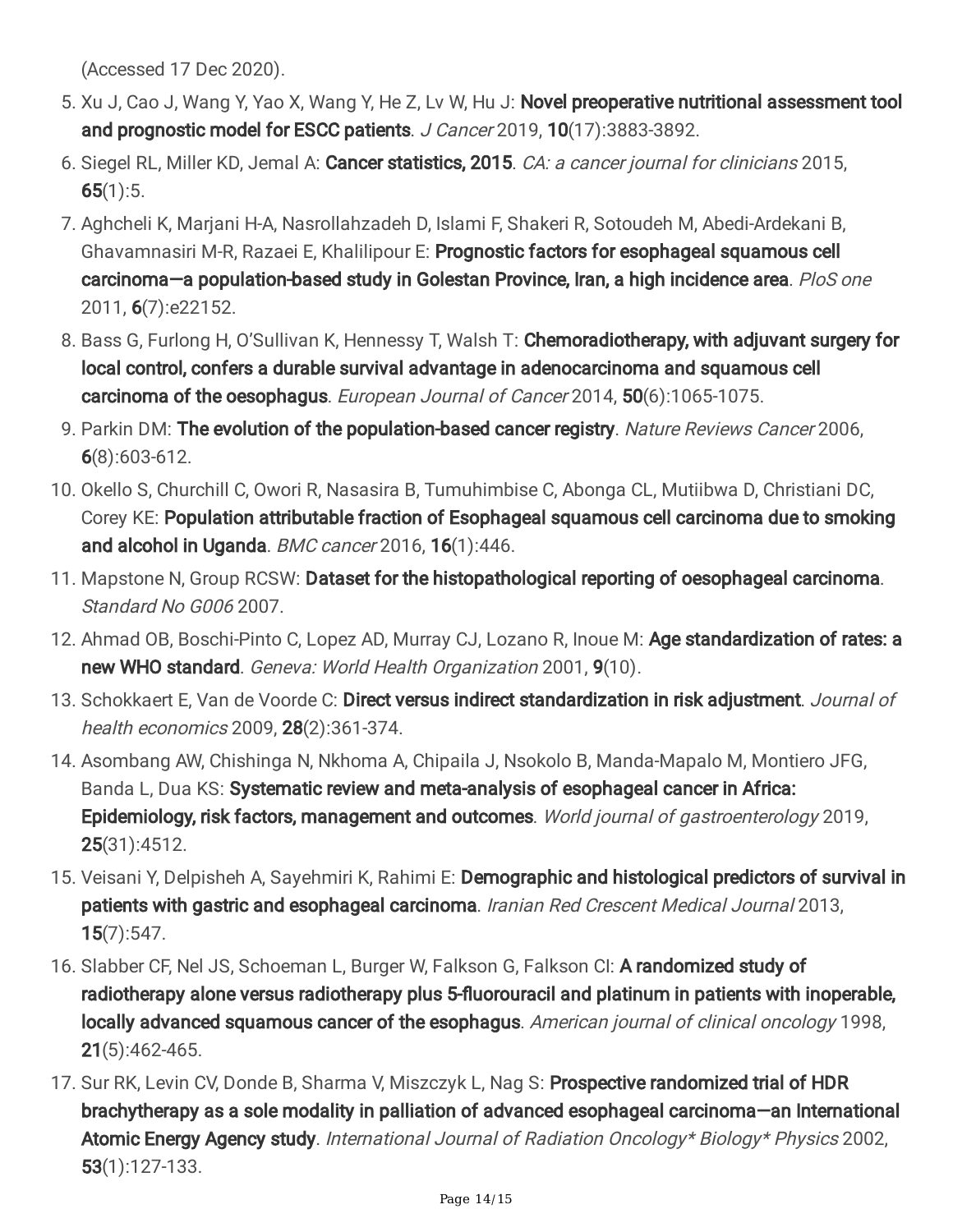(Accessed 17 Dec 2020).

5. Xu J, Cao J, Wang Y, Yao X, Wang Y, He Z, Lv W, Hu J: **Novel preoperative nutritional assessment tool and prognostic model for ESCC patients**. *J Cancer* 2019, **10**(17):3883-3892.
6. Siegel RL, Miller KD, Jemal A: **Cancer statistics, 2015**. *CA: a cancer journal for clinicians* 2015, **65**(1):5.
7. Aghcheli K, Marjani H-A, Nasrollahzadeh D, Islami F, Shakeri R, Sotoudeh M, Abedi-Ardekani B, Ghavamnasiri M-R, Razaei E, Khalilipour E: **Prognostic factors for esophageal squamous cell carcinoma—a population-based study in Golestan Province, Iran, a high incidence area**. *PloS one* 2011, **6**(7):e22152.
8. Bass G, Furlong H, O'Sullivan K, Hennessy T, Walsh T: **Chemoradiotherapy, with adjuvant surgery for local control, confers a durable survival advantage in adenocarcinoma and squamous cell carcinoma of the oesophagus**. *European Journal of Cancer* 2014, **50**(6):1065-1075.
9. Parkin DM: **The evolution of the population-based cancer registry**. *Nature Reviews Cancer* 2006, **6**(8):603-612.
10. Okello S, Churchill C, Owori R, Nasasira B, Tumuhimbise C, Abonga CL, Mutiibwa D, Christiani DC, Corey KE: **Population attributable fraction of Esophageal squamous cell carcinoma due to smoking and alcohol in Uganda**. *BMC cancer* 2016, **16**(1):446.
11. Mapstone N, Group RCSW: **Dataset for the histopathological reporting of oesophageal carcinoma**. *Standard No G006* 2007.
12. Ahmad OB, Boschi-Pinto C, Lopez AD, Murray CJ, Lozano R, Inoue M: **Age standardization of rates: a new WHO standard**. *Geneva: World Health Organization* 2001, **9**(10).
13. Schokkaert E, Van de Voorde C: **Direct versus indirect standardization in risk adjustment**. *Journal of health economics* 2009, **28**(2):361-374.
14. Asombang AW, Chishinga N, Nkhoma A, Chipaila J, Nsokolo B, Manda-Mapalo M, Montiero JFG, Banda L, Dua KS: **Systematic review and meta-analysis of esophageal cancer in Africa: Epidemiology, risk factors, management and outcomes**. *World journal of gastroenterology* 2019, **25**(31):4512.
15. Veisani Y, Delpisheh A, Sayehmiri K, Rahimi E: **Demographic and histological predictors of survival in patients with gastric and esophageal carcinoma**. *Iranian Red Crescent Medical Journal* 2013, **15**(7):547.
16. Slabber CF, Nel JS, Schoeman L, Burger W, Falkson G, Falkson CI: **A randomized study of radiotherapy alone versus radiotherapy plus 5-fluorouracil and platinum in patients with inoperable, locally advanced squamous cancer of the esophagus**. *American journal of clinical oncology* 1998, **21**(5):462-465.
17. Sur RK, Levin CV, Donde B, Sharma V, Miszczyk L, Nag S: **Prospective randomized trial of HDR brachytherapy as a sole modality in palliation of advanced esophageal carcinoma—an International Atomic Energy Agency study**. *International Journal of Radiation Oncology* Biology* Physics* 2002, **53**(1):127-133.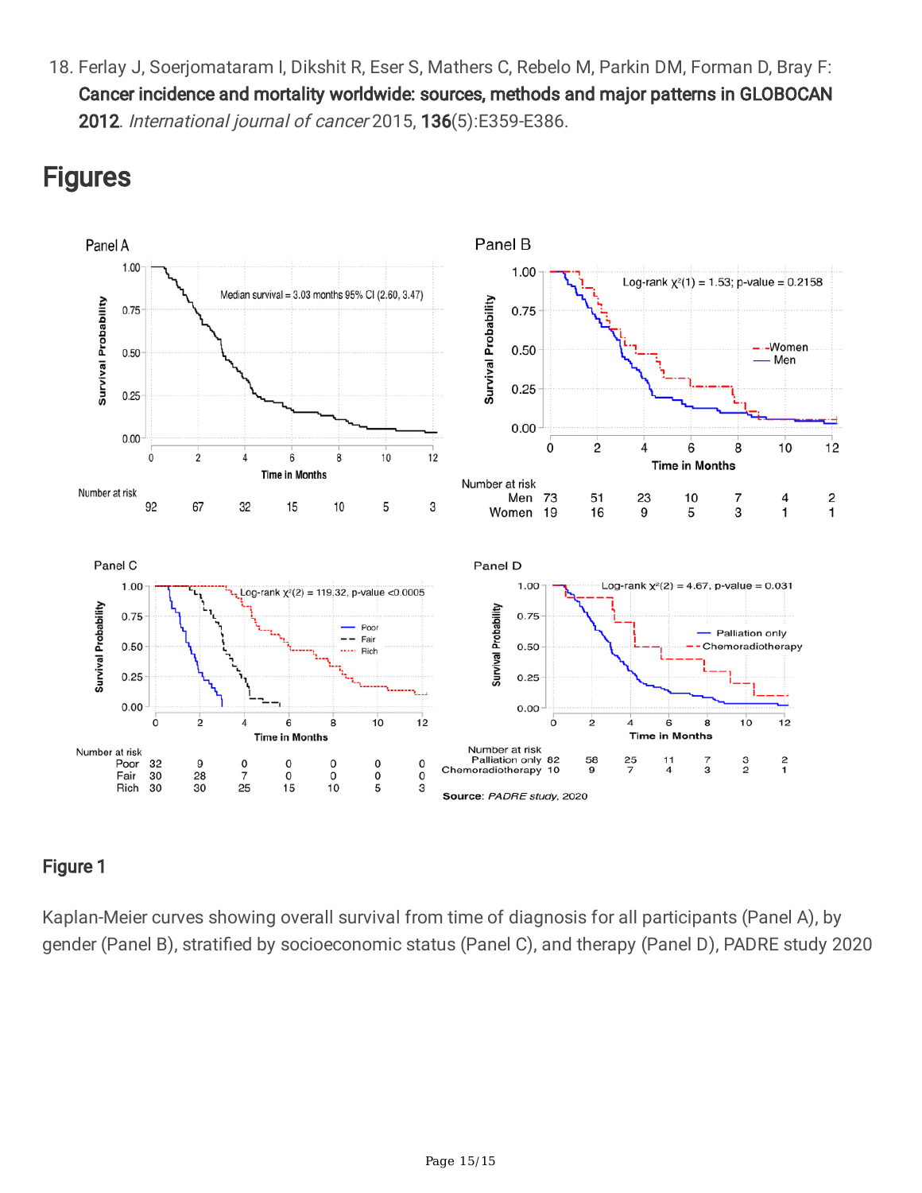18. Ferlay J, Soerjomataram I, Dikshit R, Eser S, Mathers C, Rebelo M, Parkin DM, Forman D, Bray F: **Cancer incidence and mortality worldwide: sources, methods and major patterns in GLOBOCAN 2012**. *International journal of cancer* 2015, **136**(5):E359-E386.

# Figures

Panel A

Median survival = 3.03 months 95% CI (2.60, 3.47)

Survival Probability

Time in Months

Number at risk 92 67 32 15 10 5 3

Panel B

Log-rank $\chi^2(1)$ = 1.53; p-value = 0.2158

Women

Men

Survival Probability

Time in Months

Number at risk

Men 73 51 23 10 7 4 2

Women 19 16 9 5 3 1 1

Panel C

Log-rank $\chi^2(2)$ = 119.32, p-value <0.0005

Poor

Fair

Rich

Survival Probability

Time in Months

Number at risk

Poor 32 9 0 0 0 0 0

Fair 30 28 7 0 0 0 0

Rich 30 30 25 15 10 5 3

Panel D

Log-rank $\chi^2(2)$ = 4.67, p-value = 0.031

Palliation only

Chemoradiotherapy

Survival Probability

Time in Months

Number at risk

Palliation only 82 58 25 11 7 3 2

Chemoradiotherapy 10 9 7 4 3 2 1

Source: *PADRE study*, 2020

### Figure 1

Kaplan-Meier curves showing overall survival from time of diagnosis for all participants (Panel A), by gender (Panel B), stratified by socioeconomic status (Panel C), and therapy (Panel D), PADRE study 2020